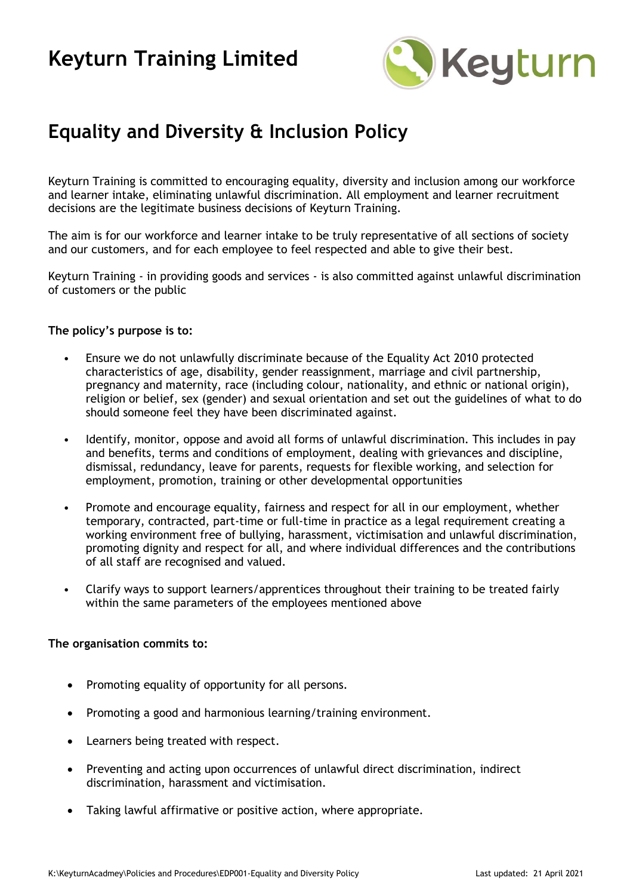# Keyturn Training Limited

## Equality and Diversity & Inclusion Policy

Keyturn Training is committed to encouraging equality, diversity and inclusion among our workforce and learner intake, eliminating unlawful discrimination. All employment and learner recruitment decisions are the legitimate business decisions of Keyturn Training.

The aim is for our workforce and learner intake to be truly representative of all sections of society and our customers, and for each employee to feel respected and able to give their best.

Keyturn Training - in providing goods and services - is also committed against unlawful discrimination of customers or the public

**The policy's purpose is to:**

- Ensure we do not unlawfully discriminate because of the Equality Act 2010 protected characteristics of age, disability, gender reassignment, marriage and civil partnership, pregnancy and maternity, race (including colour, nationality, and ethnic or national origin), religion or belief, sex (gender) and sexual orientation and set out the guidelines of what to do should someone feel they have been discriminated against.

- Identify, monitor, oppose and avoid all forms of unlawful discrimination. This includes in pay and benefits, terms and conditions of employment, dealing with grievances and discipline, dismissal, redundancy, leave for parents, requests for flexible working, and selection for employment, promotion, training or other developmental opportunities

- Promote and encourage equality, fairness and respect for all in our employment, whether temporary, contracted, part-time or full-time in practice as a legal requirement creating a working environment free of bullying, harassment, victimisation and unlawful discrimination, promoting dignity and respect for all, and where individual differences and the contributions of all staff are recognised and valued.

- Clarify ways to support learners/apprentices throughout their training to be treated fairly within the same parameters of the employees mentioned above

**The organisation commits to:**

- Promoting equality of opportunity for all persons.

- Promoting a good and harmonious learning/training environment.

- Learners being treated with respect.

- Preventing and acting upon occurrences of unlawful direct discrimination, indirect discrimination, harassment and victimisation.

- Taking lawful affirmative or positive action, where appropriate.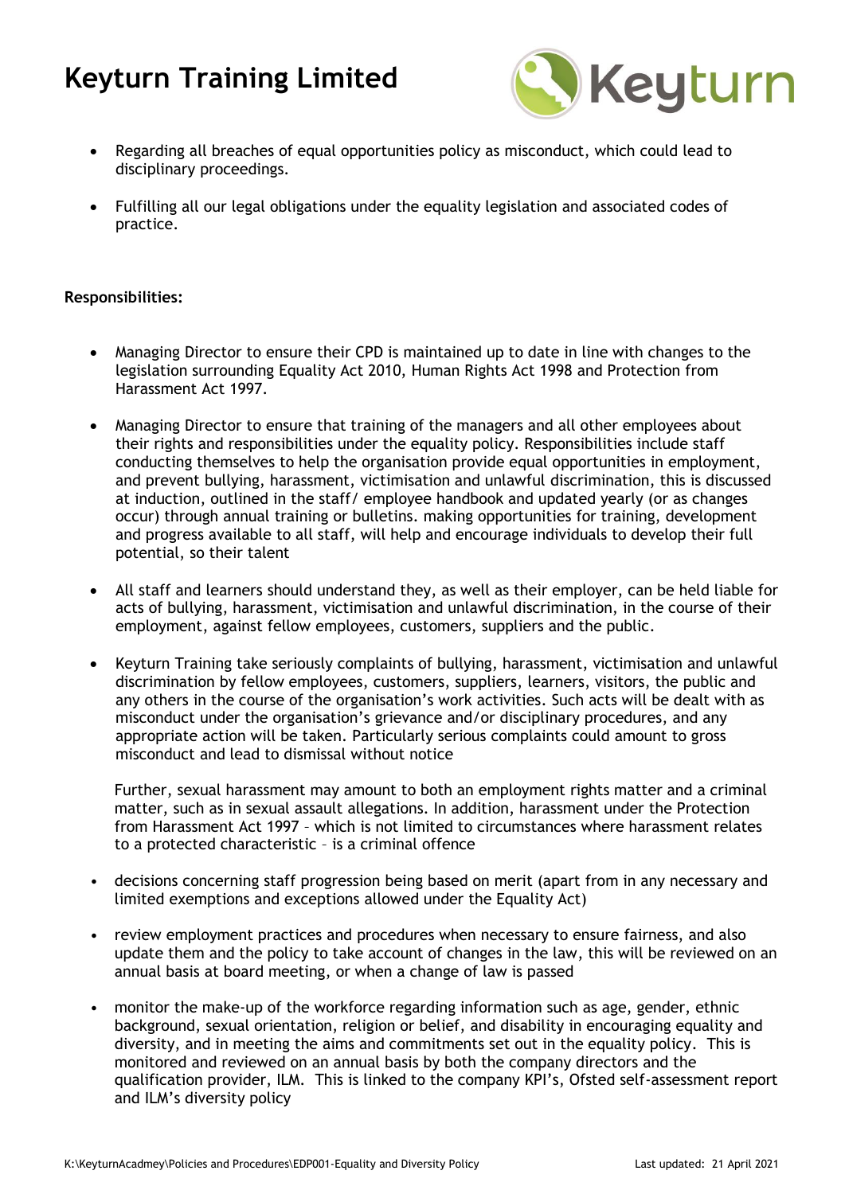- Regarding all breaches of equal opportunities policy as misconduct, which could lead to disciplinary proceedings.
- Fulfilling all our legal obligations under the equality legislation and associated codes of practice.

**Responsibilities:**

- Managing Director to ensure their CPD is maintained up to date in line with changes to the legislation surrounding Equality Act 2010, Human Rights Act 1998 and Protection from Harassment Act 1997.
- Managing Director to ensure that training of the managers and all other employees about their rights and responsibilities under the equality policy. Responsibilities include staff conducting themselves to help the organisation provide equal opportunities in employment, and prevent bullying, harassment, victimisation and unlawful discrimination, this is discussed at induction, outlined in the staff/ employee handbook and updated yearly (or as changes occur) through annual training or bulletins. making opportunities for training, development and progress available to all staff, will help and encourage individuals to develop their full potential, so their talent
- All staff and learners should understand they, as well as their employer, can be held liable for acts of bullying, harassment, victimisation and unlawful discrimination, in the course of their employment, against fellow employees, customers, suppliers and the public.
- Keyturn Training take seriously complaints of bullying, harassment, victimisation and unlawful discrimination by fellow employees, customers, suppliers, learners, visitors, the public and any others in the course of the organisation's work activities. Such acts will be dealt with as misconduct under the organisation's grievance and/or disciplinary procedures, and any appropriate action will be taken. Particularly serious complaints could amount to gross misconduct and lead to dismissal without notice

  Further, sexual harassment may amount to both an employment rights matter and a criminal matter, such as in sexual assault allegations. In addition, harassment under the Protection from Harassment Act 1997 – which is not limited to circumstances where harassment relates to a protected characteristic – is a criminal offence

- decisions concerning staff progression being based on merit (apart from in any necessary and limited exemptions and exceptions allowed under the Equality Act)
- review employment practices and procedures when necessary to ensure fairness, and also update them and the policy to take account of changes in the law, this will be reviewed on an annual basis at board meeting, or when a change of law is passed
- monitor the make-up of the workforce regarding information such as age, gender, ethnic background, sexual orientation, religion or belief, and disability in encouraging equality and diversity, and in meeting the aims and commitments set out in the equality policy. This is monitored and reviewed on an annual basis by both the company directors and the qualification provider, ILM. This is linked to the company KPI's, Ofsted self-assessment report and ILM's diversity policy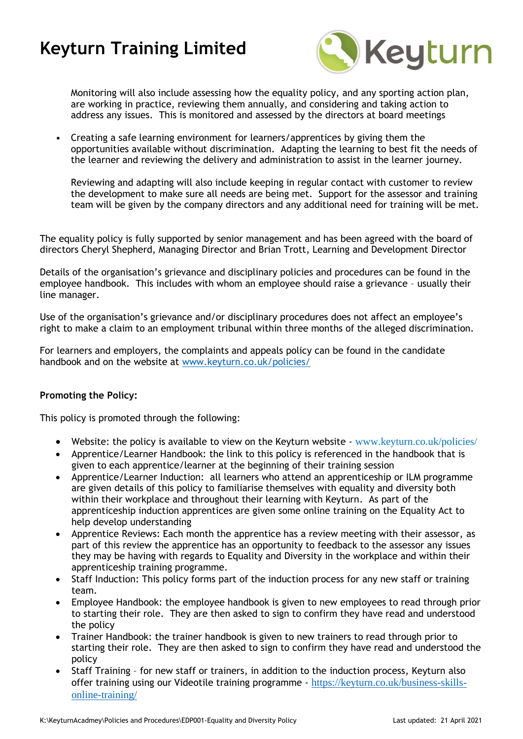Monitoring will also include assessing how the equality policy, and any sporting action plan, are working in practice, reviewing them annually, and considering and taking action to address any issues. This is monitored and assessed by the directors at board meetings

- Creating a safe learning environment for learners/apprentices by giving them the opportunities available without discrimination. Adapting the learning to best fit the needs of the learner and reviewing the delivery and administration to assist in the learner journey.

  Reviewing and adapting will also include keeping in regular contact with customer to review the development to make sure all needs are being met. Support for the assessor and training team will be given by the company directors and any additional need for training will be met.

The equality policy is fully supported by senior management and has been agreed with the board of directors Cheryl Shepherd, Managing Director and Brian Trott, Learning and Development Director

Details of the organisation's grievance and disciplinary policies and procedures can be found in the employee handbook. This includes with whom an employee should raise a grievance – usually their line manager.

Use of the organisation's grievance and/or disciplinary procedures does not affect an employee's right to make a claim to an employment tribunal within three months of the alleged discrimination.

For learners and employers, the complaints and appeals policy can be found in the candidate handbook and on the website at [www.keyturn.co.uk/policies/](http://www.keyturn.co.uk/policies/)

**Promoting the Policy:**

This policy is promoted through the following:

- Website: the policy is available to view on the Keyturn website - www.keyturn.co.uk/policies/
- Apprentice/Learner Handbook: the link to this policy is referenced in the handbook that is given to each apprentice/learner at the beginning of their training session
- Apprentice/Learner Induction: all learners who attend an apprenticeship or ILM programme are given details of this policy to familiarise themselves with equality and diversity both within their workplace and throughout their learning with Keyturn. As part of the apprenticeship induction apprentices are given some online training on the Equality Act to help develop understanding
- Apprentice Reviews: Each month the apprentice has a review meeting with their assessor, as part of this review the apprentice has an opportunity to feedback to the assessor any issues they may be having with regards to Equality and Diversity in the workplace and within their apprenticeship training programme.
- Staff Induction: This policy forms part of the induction process for any new staff or training team.
- Employee Handbook: the employee handbook is given to new employees to read through prior to starting their role. They are then asked to sign to confirm they have read and understood the policy
- Trainer Handbook: the trainer handbook is given to new trainers to read through prior to starting their role. They are then asked to sign to confirm they have read and understood the policy
- Staff Training – for new staff or trainers, in addition to the induction process, Keyturn also offer training using our Videotile training programme - [https://keyturn.co.uk/business-skills-online-training/](https://keyturn.co.uk/business-skills-online-training/)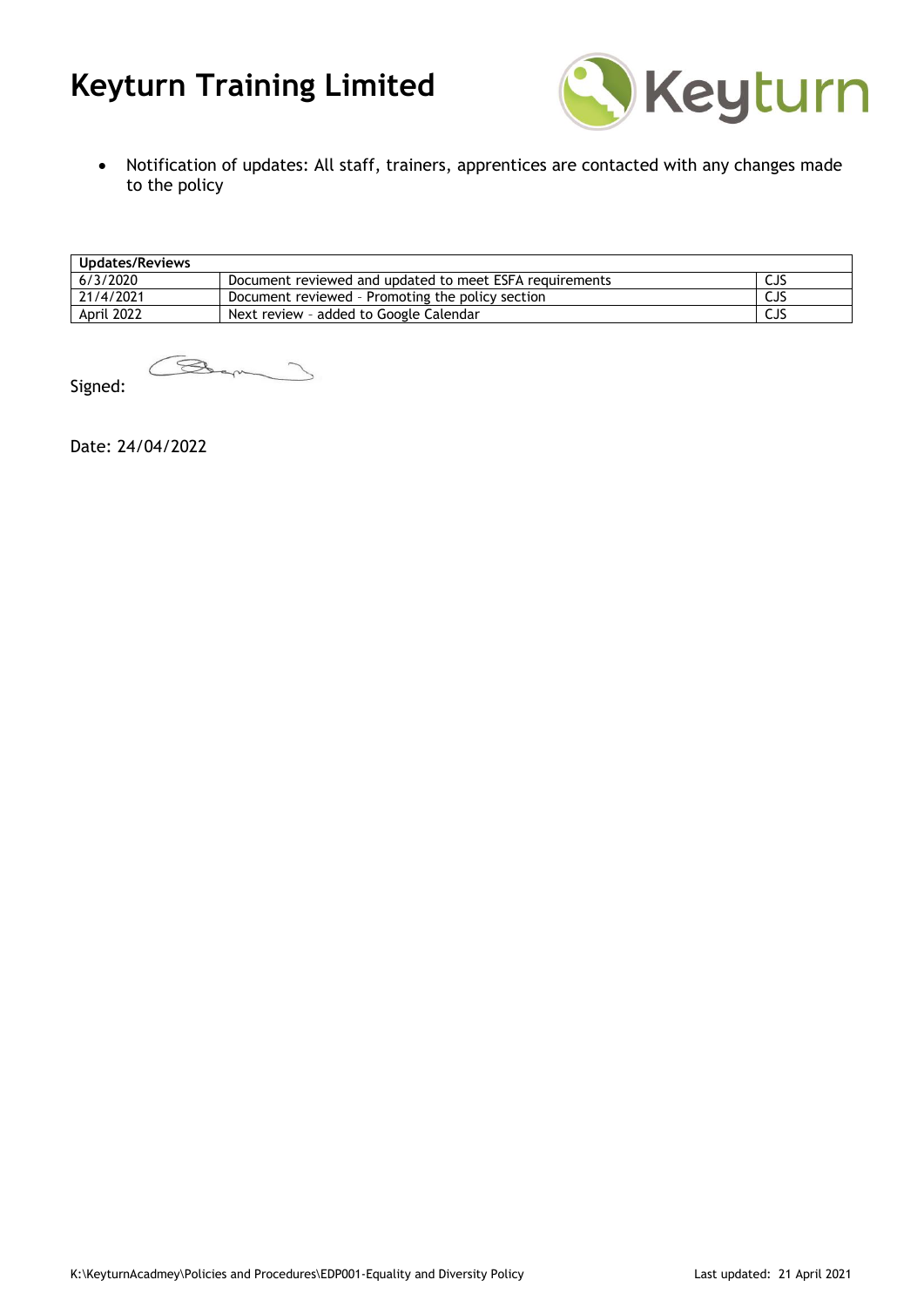- Notification of updates: All staff, trainers, apprentices are contacted with any changes made to the policy

| Updates/Reviews | | |
| --- | --- | --- |
| 6/3/2020 | Document reviewed and updated to meet ESFA requirements | CJS |
| 21/4/2021 | Document reviewed – Promoting the policy section | CJS |
| April 2022 | Next review – added to Google Calendar | CJS |

Signed:

Date: 24/04/2022